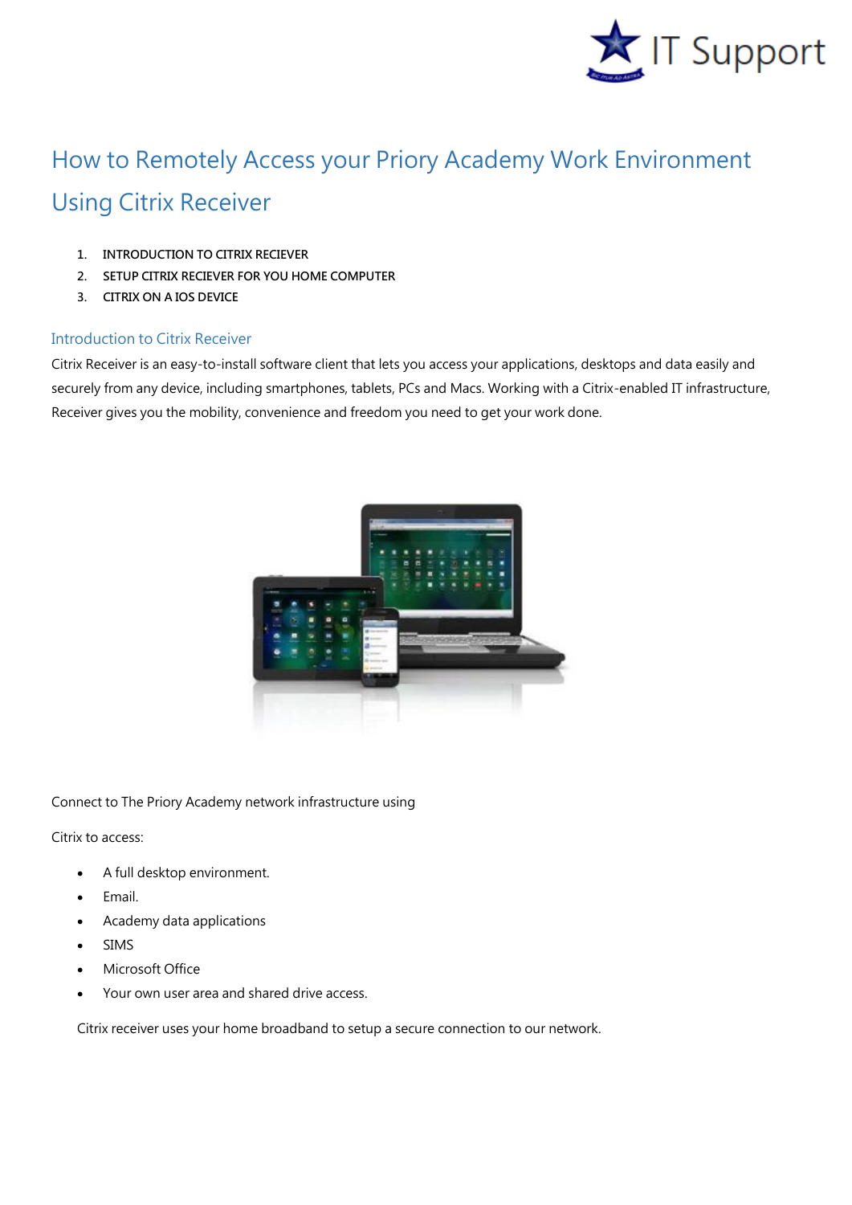IT Support

# How to Remotely Access your Priory Academy Work Environment Using Citrix Receiver

1. INTRODUCTION TO CITRIX RECIEVER
2. SETUP CITRIX RECIEVER FOR YOU HOME COMPUTER
3. CITRIX ON A IOS DEVICE

## Introduction to Citrix Receiver

Citrix Receiver is an easy-to-install software client that lets you access your applications, desktops and data easily and securely from any device, including smartphones, tablets, PCs and Macs. Working with a Citrix-enabled IT infrastructure, Receiver gives you the mobility, convenience and freedom you need to get your work done.

Connect to The Priory Academy network infrastructure using

Citrix to access:

- A full desktop environment.
- Email.
- Academy data applications
- SIMS
- Microsoft Office
- Your own user area and shared drive access.

Citrix receiver uses your home broadband to setup a secure connection to our network.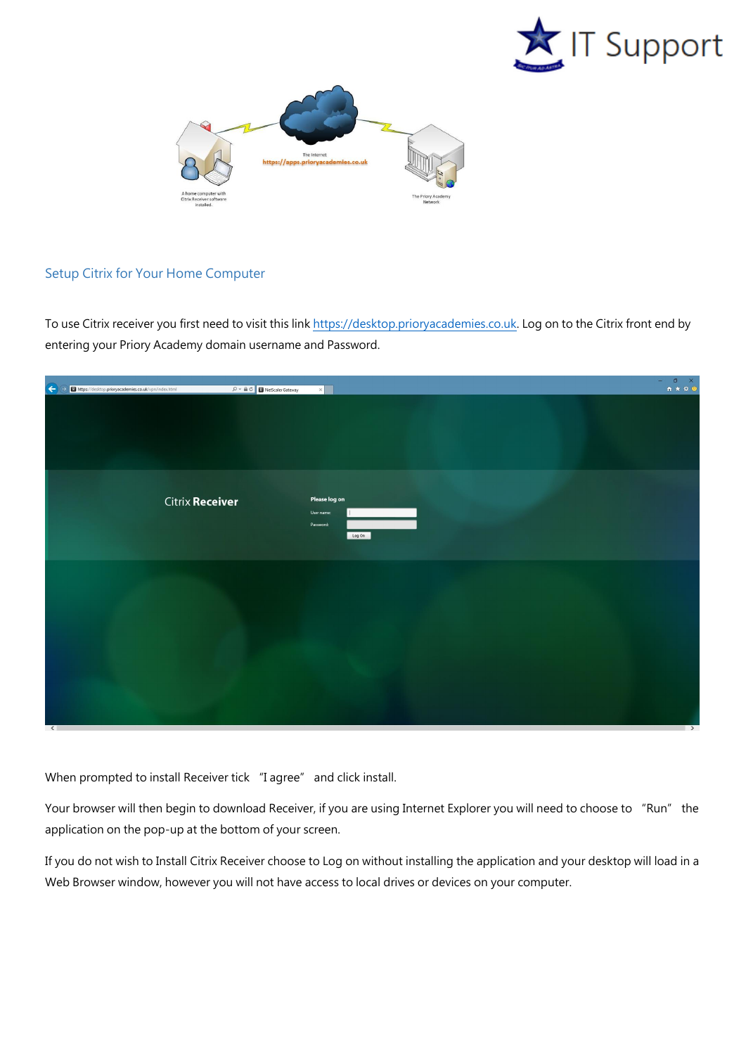## Setup Citrix for Your Home Computer

To use Citrix receiver you first need to visit this link https://desktop.prioryacademies.co.uk. Log on to the Citrix front end by entering your Priory Academy domain username and Password.

When prompted to install Receiver tick "I agree" and click install.

Your browser will then begin to download Receiver, if you are using Internet Explorer you will need to choose to "Run" the application on the pop-up at the bottom of your screen.

If you do not wish to Install Citrix Receiver choose to Log on without installing the application and your desktop will load in a Web Browser window, however you will not have access to local drives or devices on your computer.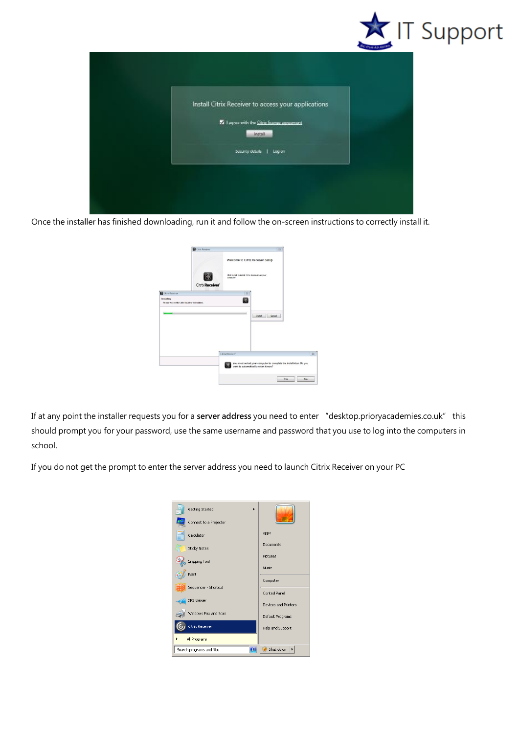Once the installer has finished downloading, run it and follow the on-screen instructions to correctly install it.

If at any point the installer requests you for a **server address** you need to enter "desktop.prioryacademies.co.uk" this should prompt you for your password, use the same username and password that you use to log into the computers in school.

If you do not get the prompt to enter the server address you need to launch Citrix Receiver on your PC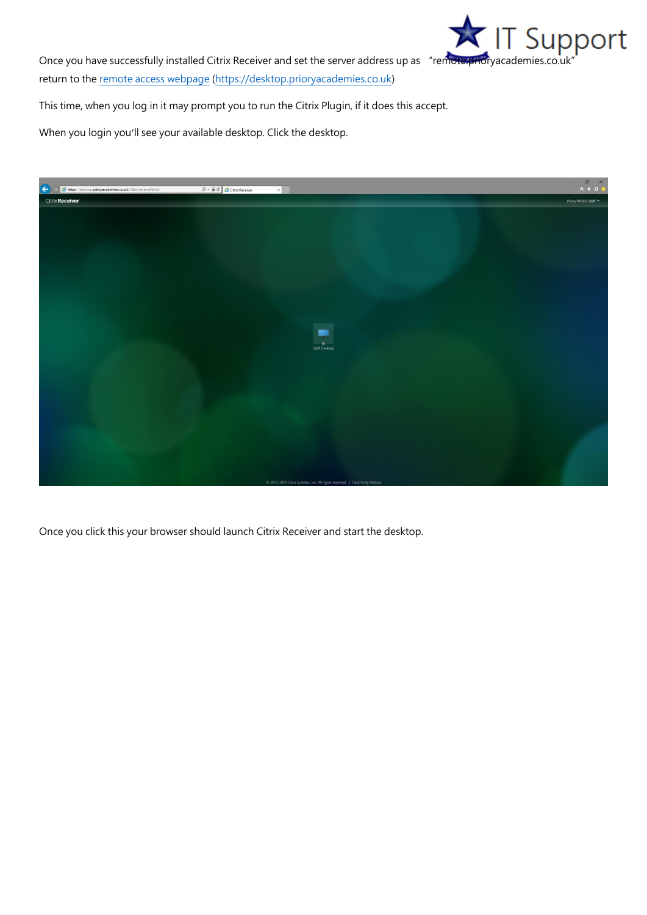Once you have successfully installed Citrix Receiver and set the server address up as "remote.prioryacademies.co.uk" return to the [remote access webpage](https://desktop.prioryacademies.co.uk) (https://desktop.prioryacademies.co.uk)

This time, when you log in it may prompt you to run the Citrix Plugin, if it does this accept.

When you login you'll see your available desktop. Click the desktop.

Once you click this your browser should launch Citrix Receiver and start the desktop.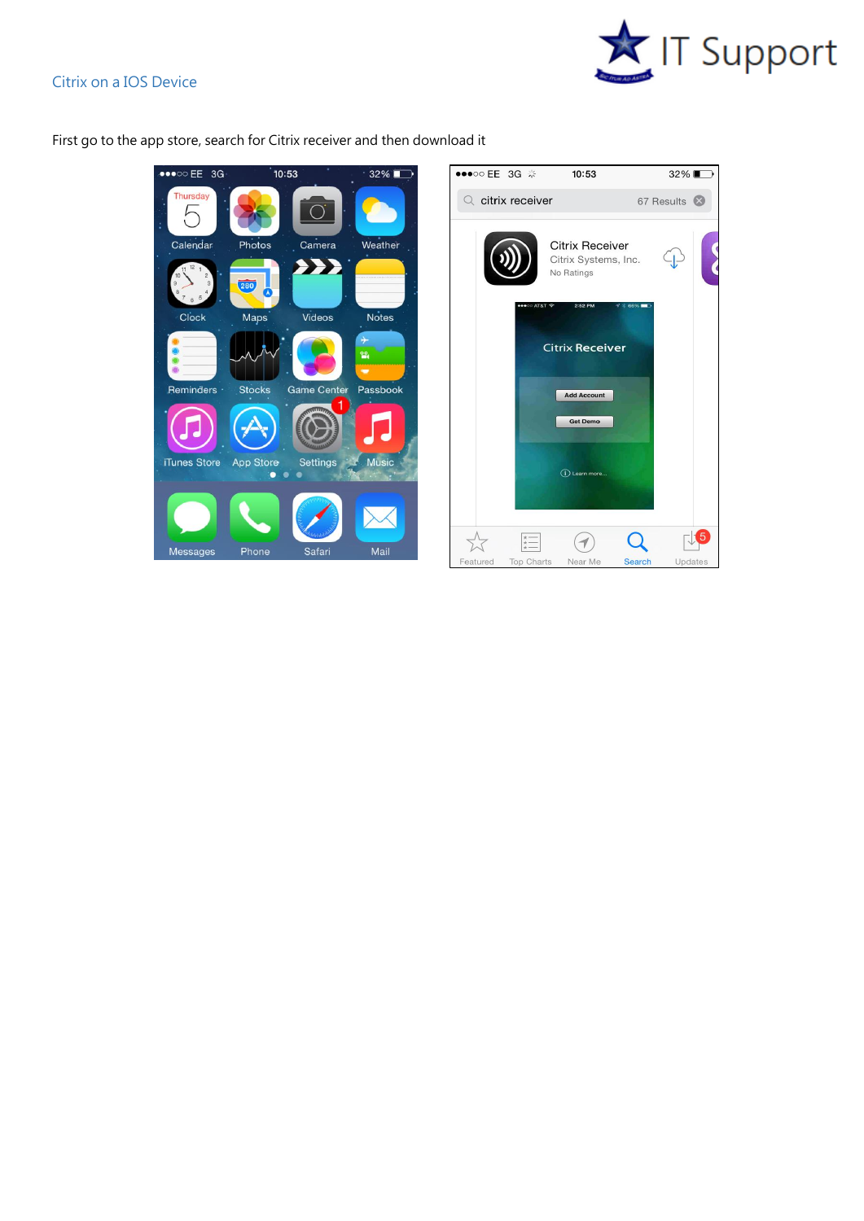Citrix on a IOS Device

First go to the app store, search for Citrix receiver and then download it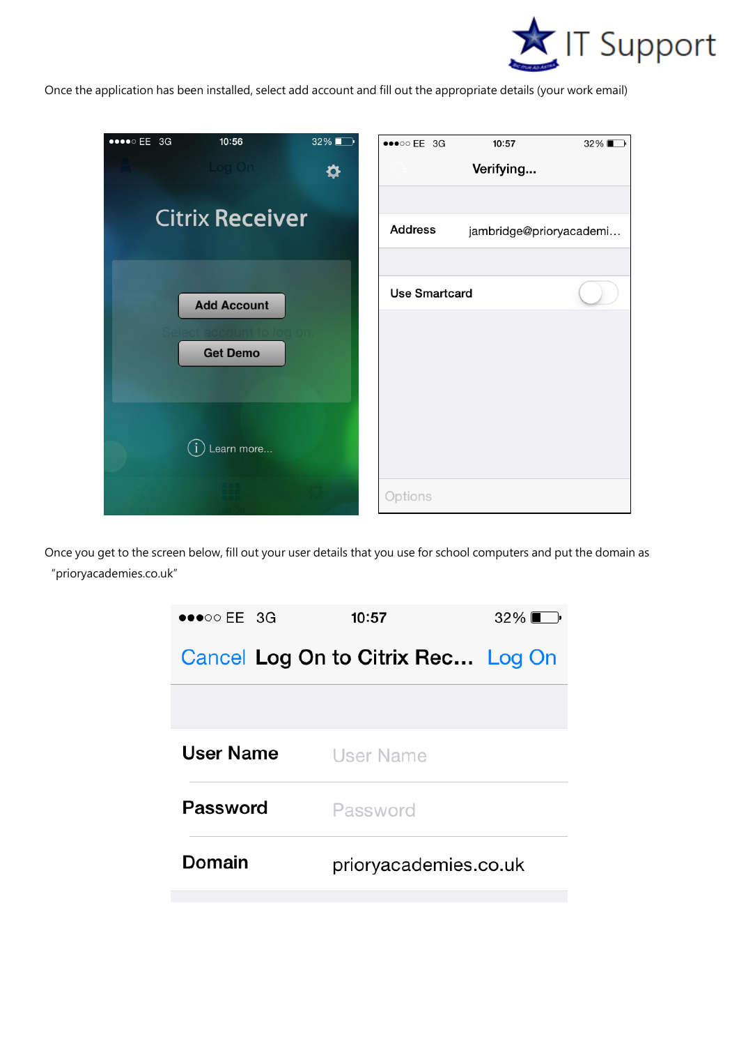Once the application has been installed, select add account and fill out the appropriate details (your work email)

Once you get to the screen below, fill out your user details that you use for school computers and put the domain as "prioryacademies.co.uk"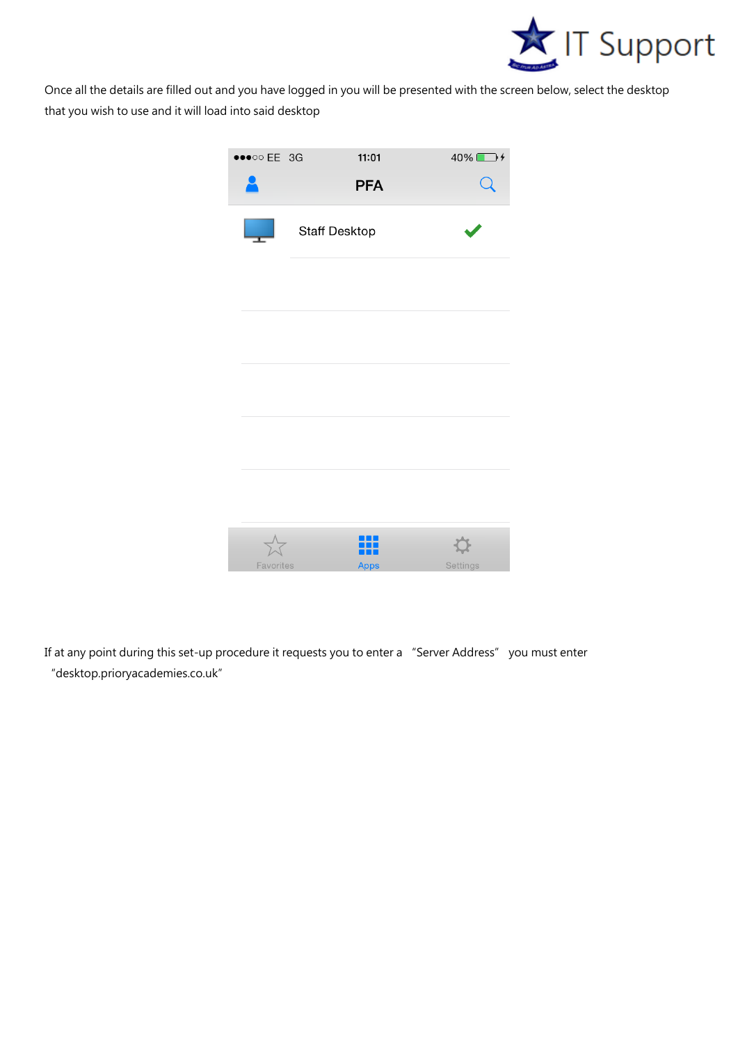Once all the details are filled out and you have logged in you will be presented with the screen below, select the desktop that you wish to use and it will load into said desktop

If at any point during this set-up procedure it requests you to enter a "Server Address" you must enter "desktop.prioryacademies.co.uk"